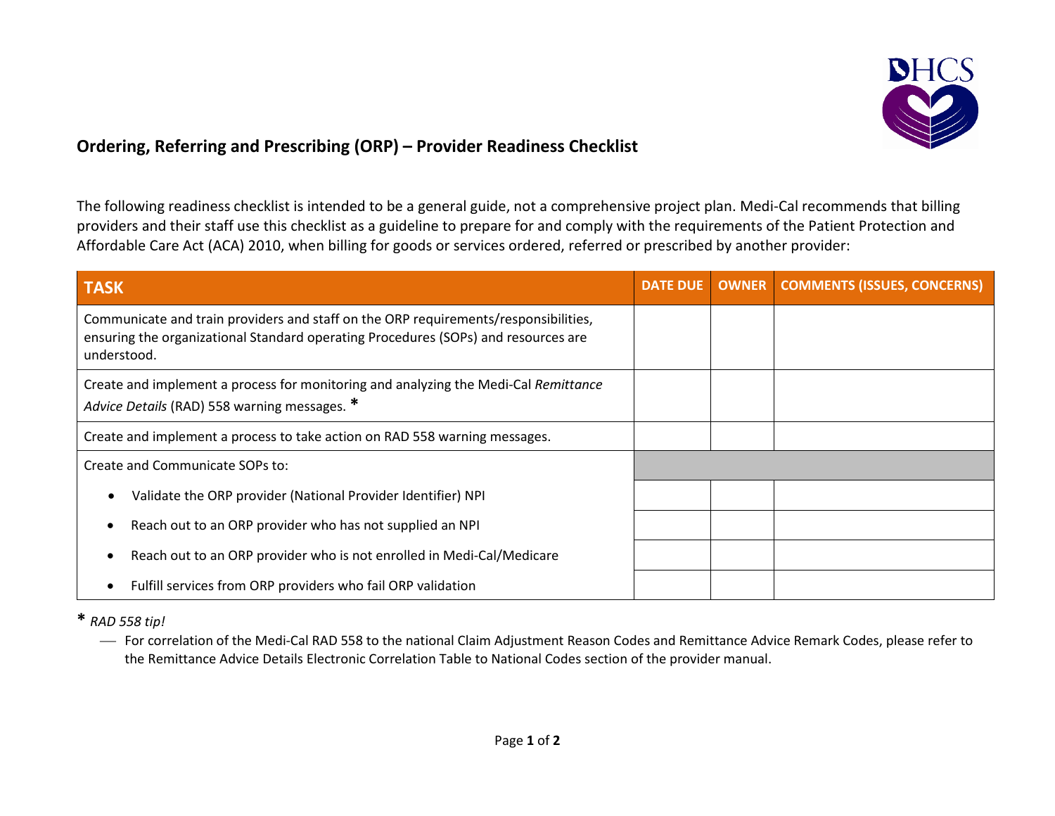# Ordering, Referring and Prescribing (ORP) – Provider Readiness Checklist

The following readiness checklist is intended to be a general guide, not a comprehensive project plan. Medi-Cal recommends that billing providers and their staff use this checklist as a guideline to prepare for and comply with the requirements of the Patient Protection and Affordable Care Act (ACA) 2010, when billing for goods or services ordered, referred or prescribed by another provider:

| TASK | DATE DUE | OWNER | COMMENTS (ISSUES, CONCERNS) |
|---|---|---|---|
| Communicate and train providers and staff on the ORP requirements/responsibilities, ensuring the organizational Standard operating Procedures (SOPs) and resources are understood. | | | |
| Create and implement a process for monitoring and analyzing the Medi-Cal *Remittance Advice Details* (RAD) 558 warning messages. * | | | |
| Create and implement a process to take action on RAD 558 warning messages. | | | |
| Create and Communicate SOPs to: | | | |
| • Validate the ORP provider (National Provider Identifier) NPI | | | |
| • Reach out to an ORP provider who has not supplied an NPI | | | |
| • Reach out to an ORP provider who is not enrolled in Medi-Cal/Medicare | | | |
| • Fulfill services from ORP providers who fail ORP validation | | | |

\* *RAD 558 tip!*

- For correlation of the Medi-Cal RAD 558 to the national Claim Adjustment Reason Codes and Remittance Advice Remark Codes, please refer to the Remittance Advice Details Electronic Correlation Table to National Codes section of the provider manual.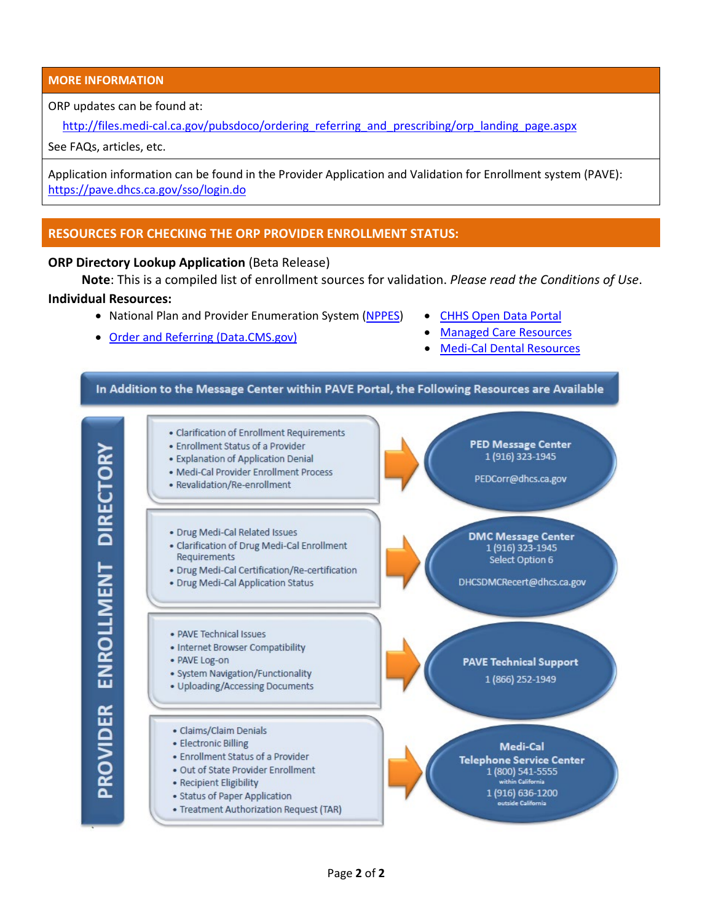## MORE INFORMATION

ORP updates can be found at:

http://files.medi-cal.ca.gov/pubsdoco/ordering_referring_and_prescribing/orp_landing_page.aspx

See FAQs, articles, etc.

Application information can be found in the Provider Application and Validation for Enrollment system (PAVE): https://pave.dhcs.ca.gov/sso/login.do

## RESOURCES FOR CHECKING THE ORP PROVIDER ENROLLMENT STATUS:

**ORP Directory Lookup Application** (Beta Release)

**Note**: This is a compiled list of enrollment sources for validation. *Please read the Conditions of Use*.

**Individual Resources:**

- National Plan and Provider Enumeration System (NPPES)
- Order and Referring (Data.CMS.gov)
- CHHS Open Data Portal
- Managed Care Resources
- Medi-Cal Dental Resources

### In Addition to the Message Center within PAVE Portal, the Following Resources are Available

PROVIDER ENROLLMENT DIRECTORY

- Clarification of Enrollment Requirements
- Enrollment Status of a Provider
- Explanation of Application Denial
- Medi-Cal Provider Enrollment Process
- Revalidation/Re-enrollment

**PED Message Center**
1 (916) 323-1945
PEDCorr@dhcs.ca.gov

- Drug Medi-Cal Related Issues
- Clarification of Drug Medi-Cal Enrollment Requirements
- Drug Medi-Cal Certification/Re-certification
- Drug Medi-Cal Application Status

**DMC Message Center**
1 (916) 323-1945
Select Option 6
DHCSDMCRecert@dhcs.ca.gov

- PAVE Technical Issues
- Internet Browser Compatibility
- PAVE Log-on
- System Navigation/Functionality
- Uploading/Accessing Documents

**PAVE Technical Support**
1 (866) 252-1949

- Claims/Claim Denials
- Electronic Billing
- Enrollment Status of a Provider
- Out of State Provider Enrollment
- Recipient Eligibility
- Status of Paper Application
- Treatment Authorization Request (TAR)

**Medi-Cal Telephone Service Center**
1 (800) 541-5555
within California
1 (916) 636-1200
outside California